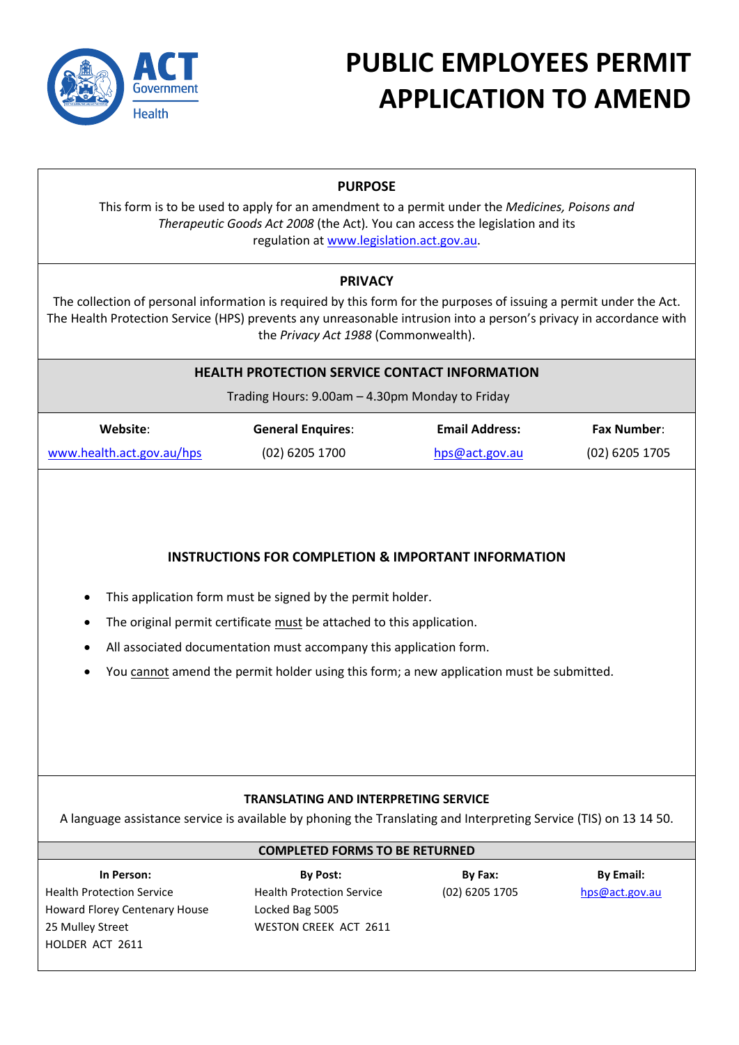ACT Government Health

# PUBLIC EMPLOYEES PERMIT APPLICATION TO AMEND

## PURPOSE

This form is to be used to apply for an amendment to a permit under the *Medicines, Poisons and Therapeutic Goods Act 2008* (the Act). You can access the legislation and its regulation at www.legislation.act.gov.au.

## PRIVACY

The collection of personal information is required by this form for the purposes of issuing a permit under the Act. The Health Protection Service (HPS) prevents any unreasonable intrusion into a person's privacy in accordance with the *Privacy Act 1988* (Commonwealth).

## HEALTH PROTECTION SERVICE CONTACT INFORMATION

Trading Hours: 9.00am – 4.30pm Monday to Friday

| **Website**: | **General Enquires**: | **Email Address:** | **Fax Number**: |
|---|---|---|---|
| www.health.act.gov.au/hps | (02) 6205 1700 | hps@act.gov.au | (02) 6205 1705 |

## INSTRUCTIONS FOR COMPLETION & IMPORTANT INFORMATION

- This application form must be signed by the permit holder.
- The original permit certificate must be attached to this application.
- All associated documentation must accompany this application form.
- You cannot amend the permit holder using this form; a new application must be submitted.

## TRANSLATING AND INTERPRETING SERVICE

A language assistance service is available by phoning the Translating and Interpreting Service (TIS) on 13 14 50.

## COMPLETED FORMS TO BE RETURNED

| **In Person:** | **By Post:** | **By Fax:** | **By Email:** |
|---|---|---|---|
| Health Protection Service<br>Howard Florey Centenary House<br>25 Mulley Street<br>HOLDER ACT 2611 | Health Protection Service<br>Locked Bag 5005<br>WESTON CREEK ACT 2611 | (02) 6205 1705 | hps@act.gov.au |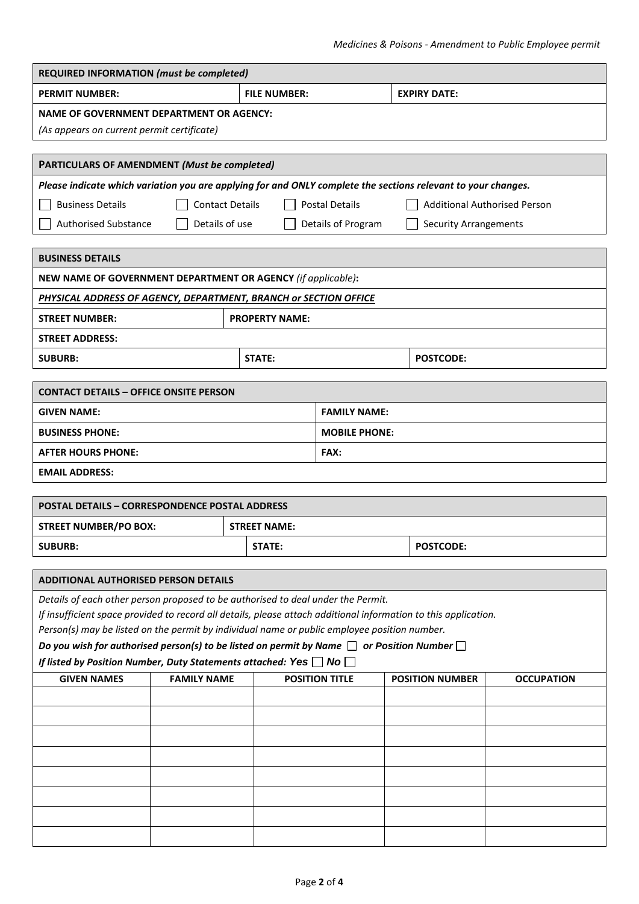| **REQUIRED INFORMATION** *(must be completed)* | | |
|---|---|---|
| **PERMIT NUMBER:** | **FILE NUMBER:** | **EXPIRY DATE:** |
| **NAME OF GOVERNMENT DEPARTMENT OR AGENCY:**<br>*(As appears on current permit certificate)* | | |

| **PARTICULARS OF AMENDMENT** *(Must be completed)* | | | |
|---|---|---|---|
| ***Please indicate which variation you are applying for and ONLY complete the sections relevant to your changes.*** | | | |
| ☐ Business Details | ☐ Contact Details | ☐ Postal Details | ☐ Additional Authorised Person |
| ☐ Authorised Substance | ☐ Details of use | ☐ Details of Program | ☐ Security Arrangements |

| **BUSINESS DETAILS** | | |
|---|---|---|
| **NEW NAME OF GOVERNMENT DEPARTMENT OR AGENCY** *(if applicable)*: | | |
| ***PHYSICAL ADDRESS OF AGENCY, DEPARTMENT, BRANCH or SECTION OFFICE*** | | |
| **STREET NUMBER:** | **PROPERTY NAME:** | |
| **STREET ADDRESS:** | | |
| **SUBURB:** | **STATE:** | **POSTCODE:** |

| **CONTACT DETAILS – OFFICE ONSITE PERSON** | |
|---|---|
| **GIVEN NAME:** | **FAMILY NAME:** |
| **BUSINESS PHONE:** | **MOBILE PHONE:** |
| **AFTER HOURS PHONE:** | **FAX:** |
| **EMAIL ADDRESS:** | |

| **POSTAL DETAILS – CORRESPONDENCE POSTAL ADDRESS** | | |
|---|---|---|
| **STREET NUMBER/PO BOX:** | **STREET NAME:** | |
| **SUBURB:** | **STATE:** | **POSTCODE:** |

**ADDITIONAL AUTHORISED PERSON DETAILS**

*Details of each other person proposed to be authorised to deal under the Permit.*

*If insufficient space provided to record all details, please attach additional information to this application.*

*Person(s) may be listed on the permit by individual name or public employee position number.*

***Do you wish for authorised person(s) to be listed on permit by Name ☐ or Position Number ☐***

***If listed by Position Number, Duty Statements attached: Yes ☐ No ☐***

| GIVEN NAMES | FAMILY NAME | POSITION TITLE | POSITION NUMBER | OCCUPATION |
|---|---|---|---|---|
| | | | | |
| | | | | |
| | | | | |
| | | | | |
| | | | | |
| | | | | |
| | | | | |
| | | | | |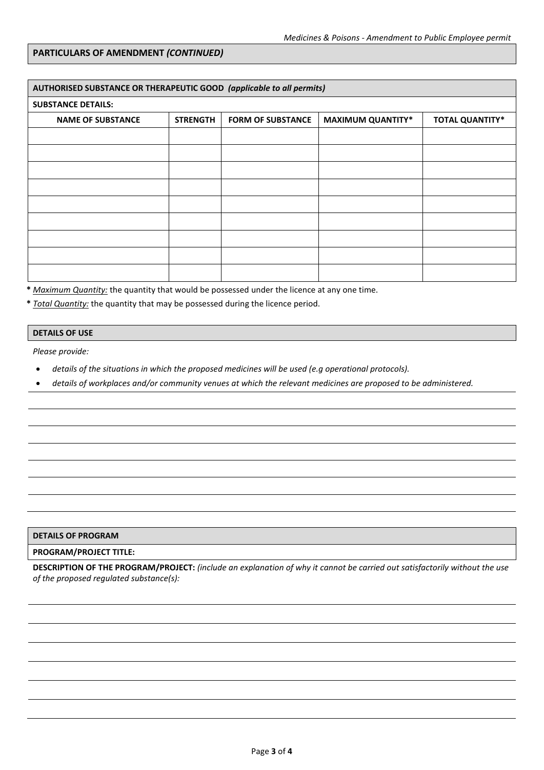## PARTICULARS OF AMENDMENT *(CONTINUED)*

### AUTHORISED SUBSTANCE OR THERAPEUTIC GOOD *(applicable to all permits)*

**SUBSTANCE DETAILS:**

| NAME OF SUBSTANCE | STRENGTH | FORM OF SUBSTANCE | MAXIMUM QUANTITY* | TOTAL QUANTITY* |
|---|---|---|---|---|
| | | | | |
| | | | | |
| | | | | |
| | | | | |
| | | | | |
| | | | | |
| | | | | |
| | | | | |
| | | | | |

**\*** *Maximum Quantity:* the quantity that would be possessed under the licence at any one time.

**\*** *Total Quantity:* the quantity that may be possessed during the licence period.

### DETAILS OF USE

*Please provide:*

- *details of the situations in which the proposed medicines will be used (e.g operational protocols).*
- *details of workplaces and/or community venues at which the relevant medicines are proposed to be administered.*

### DETAILS OF PROGRAM

**PROGRAM/PROJECT TITLE:**

**DESCRIPTION OF THE PROGRAM/PROJECT:** *(include an explanation of why it cannot be carried out satisfactorily without the use of the proposed regulated substance(s):*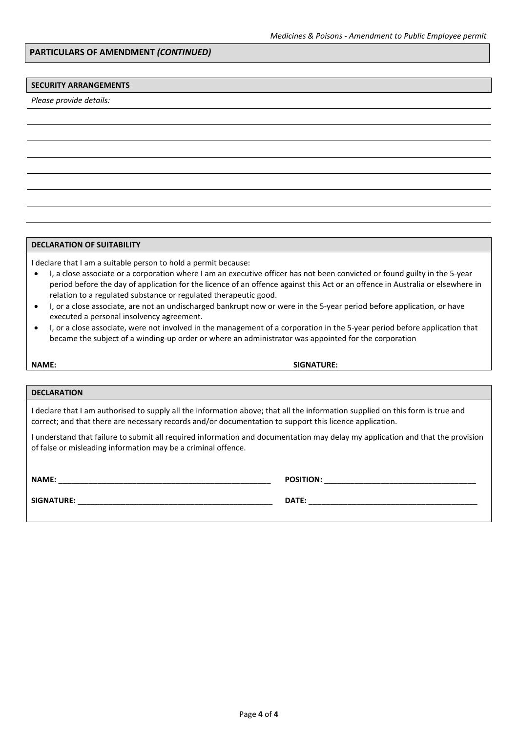## PARTICULARS OF AMENDMENT *(CONTINUED)*

### SECURITY ARRANGEMENTS

*Please provide details:*

### DECLARATION OF SUITABILITY

I declare that I am a suitable person to hold a permit because:

- I, a close associate or a corporation where I am an executive officer has not been convicted or found guilty in the 5-year period before the day of application for the licence of an offence against this Act or an offence in Australia or elsewhere in relation to a regulated substance or regulated therapeutic good.
- I, or a close associate, are not an undischarged bankrupt now or were in the 5-year period before application, or have executed a personal insolvency agreement.
- I, or a close associate, were not involved in the management of a corporation in the 5-year period before application that became the subject of a winding-up order or where an administrator was appointed for the corporation

**NAME:** **SIGNATURE:**

### DECLARATION

I declare that I am authorised to supply all the information above; that all the information supplied on this form is true and correct; and that there are necessary records and/or documentation to support this licence application.

I understand that failure to submit all required information and documentation may delay my application and that the provision of false or misleading information may be a criminal offence.

**NAME:** ______________________________ **POSITION:** ______________________________

**SIGNATURE:** ______________________________ **DATE:** ______________________________